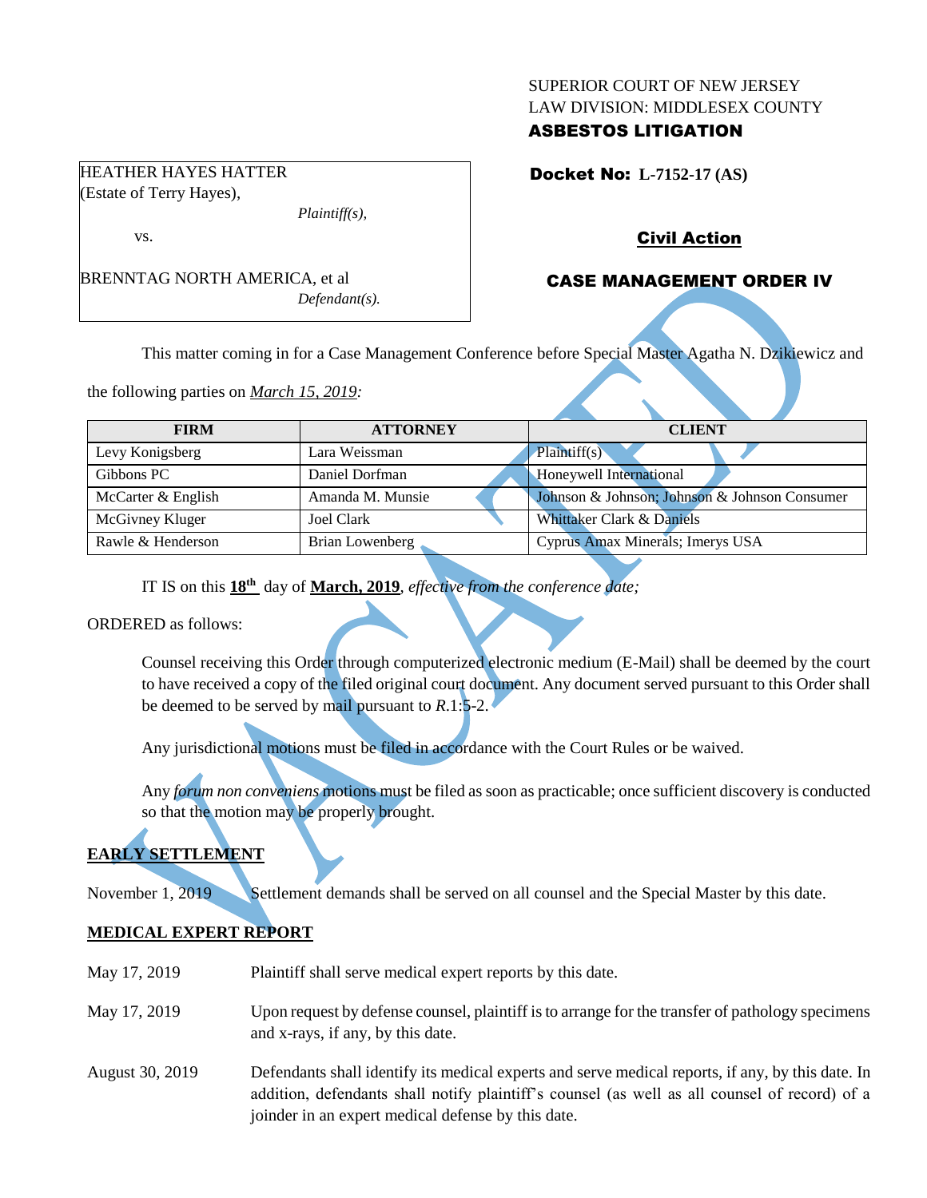SUPERIOR COURT OF NEW JERSEY
LAW DIVISION: MIDDLESEX COUNTY
**ASBESTOS LITIGATION**

HEATHER HAYES HATTER
(Estate of Terry Hayes),
*Plaintiff(s),*

vs.

BRENNTAG NORTH AMERICA, et al
*Defendant(s).*

**Docket No: L-7152-17 (AS)**

**Civil Action**

**CASE MANAGEMENT ORDER IV**

This matter coming in for a Case Management Conference before Special Master Agatha N. Dzikiewicz and the following parties on *March 15, 2019:*

| FIRM | ATTORNEY | CLIENT |
|---|---|---|
| Levy Konigsberg | Lara Weissman | Plaintiff(s) |
| Gibbons PC | Daniel Dorfman | Honeywell International |
| McCarter & English | Amanda M. Munsie | Johnson & Johnson; Johnson & Johnson Consumer |
| McGivney Kluger | Joel Clark | Whittaker Clark & Daniels |
| Rawle & Henderson | Brian Lowenberg | Cyprus Amax Minerals; Imerys USA |

IT IS on this **18th** day of **March, 2019**, *effective from the conference date;*

ORDERED as follows:

Counsel receiving this Order through computerized electronic medium (E-Mail) shall be deemed by the court to have received a copy of the filed original court document. Any document served pursuant to this Order shall be deemed to be served by mail pursuant to *R*.1:5-2.

Any jurisdictional motions must be filed in accordance with the Court Rules or be waived.

Any *forum non conveniens* motions must be filed as soon as practicable; once sufficient discovery is conducted so that the motion may be properly brought.

**EARLY SETTLEMENT**

November 1, 2019 Settlement demands shall be served on all counsel and the Special Master by this date.

**MEDICAL EXPERT REPORT**

May 17, 2019 Plaintiff shall serve medical expert reports by this date.

May 17, 2019 Upon request by defense counsel, plaintiff is to arrange for the transfer of pathology specimens and x-rays, if any, by this date.

August 30, 2019 Defendants shall identify its medical experts and serve medical reports, if any, by this date. In addition, defendants shall notify plaintiff's counsel (as well as all counsel of record) of a joinder in an expert medical defense by this date.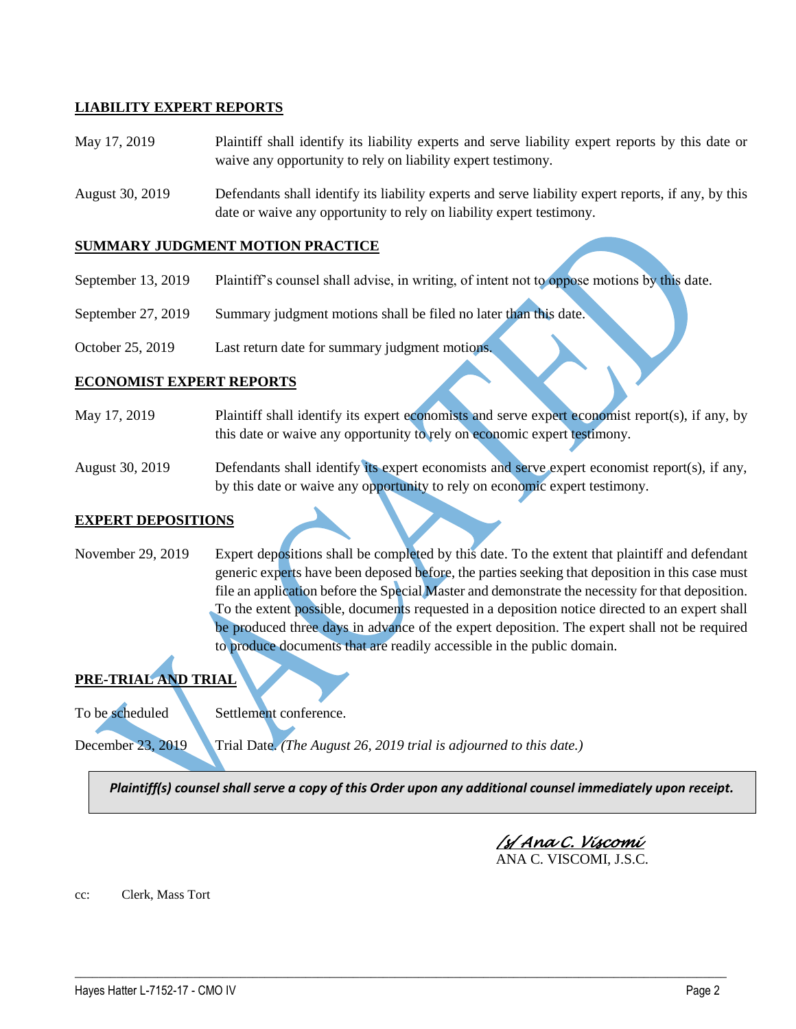**LIABILITY EXPERT REPORTS**

| | |
|---|---|
| May 17, 2019 | Plaintiff shall identify its liability experts and serve liability expert reports by this date or waive any opportunity to rely on liability expert testimony. |
| August 30, 2019 | Defendants shall identify its liability experts and serve liability expert reports, if any, by this date or waive any opportunity to rely on liability expert testimony. |

**SUMMARY JUDGMENT MOTION PRACTICE**

| | |
|---|---|
| September 13, 2019 | Plaintiff's counsel shall advise, in writing, of intent not to oppose motions by this date. |
| September 27, 2019 | Summary judgment motions shall be filed no later than this date. |
| October 25, 2019 | Last return date for summary judgment motions. |

**ECONOMIST EXPERT REPORTS**

| | |
|---|---|
| May 17, 2019 | Plaintiff shall identify its expert economists and serve expert economist report(s), if any, by this date or waive any opportunity to rely on economic expert testimony. |
| August 30, 2019 | Defendants shall identify its expert economists and serve expert economist report(s), if any, by this date or waive any opportunity to rely on economic expert testimony. |

**EXPERT DEPOSITIONS**

| | |
|---|---|
| November 29, 2019 | Expert depositions shall be completed by this date. To the extent that plaintiff and defendant generic experts have been deposed before, the parties seeking that deposition in this case must file an application before the Special Master and demonstrate the necessity for that deposition. To the extent possible, documents requested in a deposition notice directed to an expert shall be produced three days in advance of the expert deposition. The expert shall not be required to produce documents that are readily accessible in the public domain. |

**PRE-TRIAL AND TRIAL**

| | |
|---|---|
| To be scheduled | Settlement conference. |
| December 23, 2019 | Trial Date. *(The August 26, 2019 trial is adjourned to this date.)* |

VACATED

***Plaintiff(s) counsel shall serve a copy of this Order upon any additional counsel immediately upon receipt.***

/s/ Ana C. Viscomi
ANA C. VISCOMI, J.S.C.

cc: Clerk, Mass Tort

Hayes Hatter L-7152-17 - CMO IV